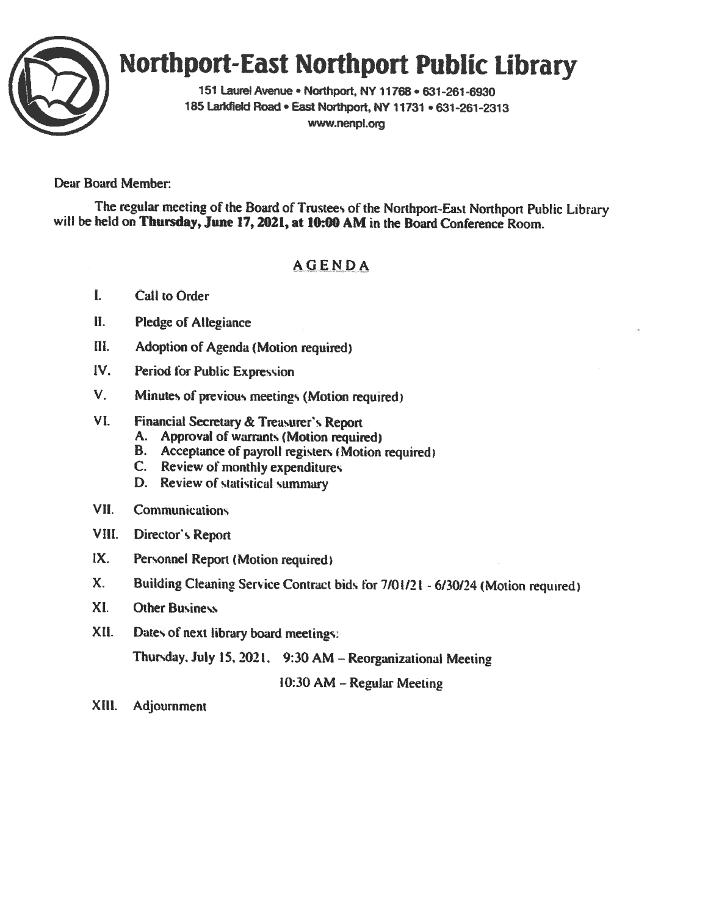# Northport-East Northport Public Library

151 Laurel Avenue • Northport, NY 11768 • 631-261-6930
185 Larkfield Road • East Northport, NY 11731 • 631-261-2313
www.nenpl.org

Dear Board Member:

The regular meeting of the Board of Trustees of the Northport-East Northport Public Library will be held on **Thursday, June 17, 2021, at 10:00 AM** in the Board Conference Room.

## AGENDA

I. Call to Order

II. Pledge of Allegiance

III. Adoption of Agenda (Motion required)

IV. Period for Public Expression

V. Minutes of previous meetings (Motion required)

VI. Financial Secretary & Treasurer's Report
   - A. Approval of warrants (Motion required)
   - B. Acceptance of payroll registers (Motion required)
   - C. Review of monthly expenditures
   - D. Review of statistical summary

VII. Communications

VIII. Director's Report

IX. Personnel Report (Motion required)

X. Building Cleaning Service Contract bids for 7/01/21 - 6/30/24 (Motion required)

XI. Other Business

XII. Dates of next library board meetings:

Thursday, July 15, 2021, 9:30 AM – Reorganizational Meeting

10:30 AM – Regular Meeting

XIII. Adjournment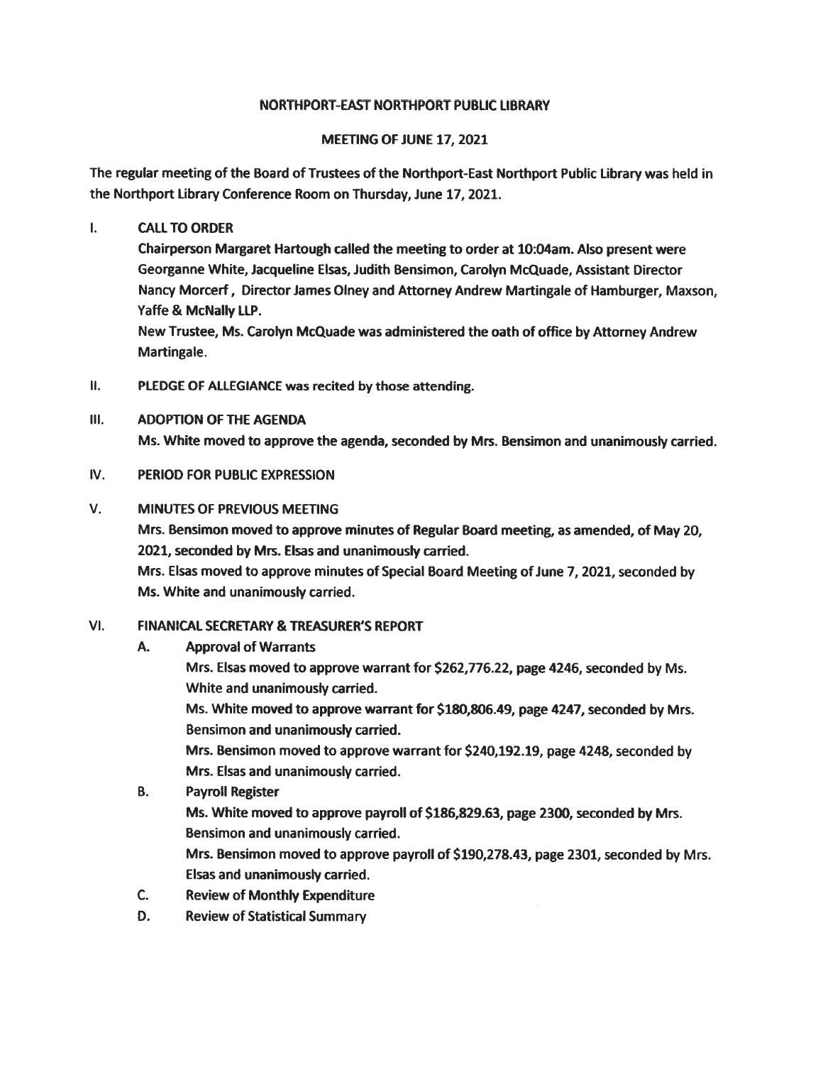# NORTHPORT-EAST NORTHPORT PUBLIC LIBRARY

## MEETING OF JUNE 17, 2021

The regular meeting of the Board of Trustees of the Northport-East Northport Public Library was held in the Northport Library Conference Room on Thursday, June 17, 2021.

I. **CALL TO ORDER**

**Chairperson Margaret Hartough called the meeting to order at 10:04am. Also present were Georganne White, Jacqueline Elsas, Judith Bensimon, Carolyn McQuade, Assistant Director Nancy Morcerf , Director James Olney and Attorney Andrew Martingale of Hamburger, Maxson, Yaffe & McNally LLP.**

**New Trustee, Ms. Carolyn McQuade was administered the oath of office by Attorney Andrew Martingale.**

II. **PLEDGE OF ALLEGIANCE was recited by those attending.**

III. **ADOPTION OF THE AGENDA**

**Ms. White moved to approve the agenda, seconded by Mrs. Bensimon and unanimously carried.**

IV. **PERIOD FOR PUBLIC EXPRESSION**

V. **MINUTES OF PREVIOUS MEETING**

**Mrs. Bensimon moved to approve minutes of Regular Board meeting, as amended, of May 20, 2021, seconded by Mrs. Elsas and unanimously carried.**

**Mrs. Elsas moved to approve minutes of Special Board Meeting of June 7, 2021, seconded by Ms. White and unanimously carried.**

VI. **FINANICAL SECRETARY & TREASURER'S REPORT**

A. **Approval of Warrants**

**Mrs. Elsas moved to approve warrant for $262,776.22, page 4246, seconded by Ms. White and unanimously carried.**

**Ms. White moved to approve warrant for $180,806.49, page 4247, seconded by Mrs. Bensimon and unanimously carried.**

**Mrs. Bensimon moved to approve warrant for $240,192.19, page 4248, seconded by Mrs. Elsas and unanimously carried.**

B. **Payroll Register**

**Ms. White moved to approve payroll of $186,829.63, page 2300, seconded by Mrs. Bensimon and unanimously carried.**

**Mrs. Bensimon moved to approve payroll of $190,278.43, page 2301, seconded by Mrs. Elsas and unanimously carried.**

C. **Review of Monthly Expenditure**

D. **Review of Statistical Summary**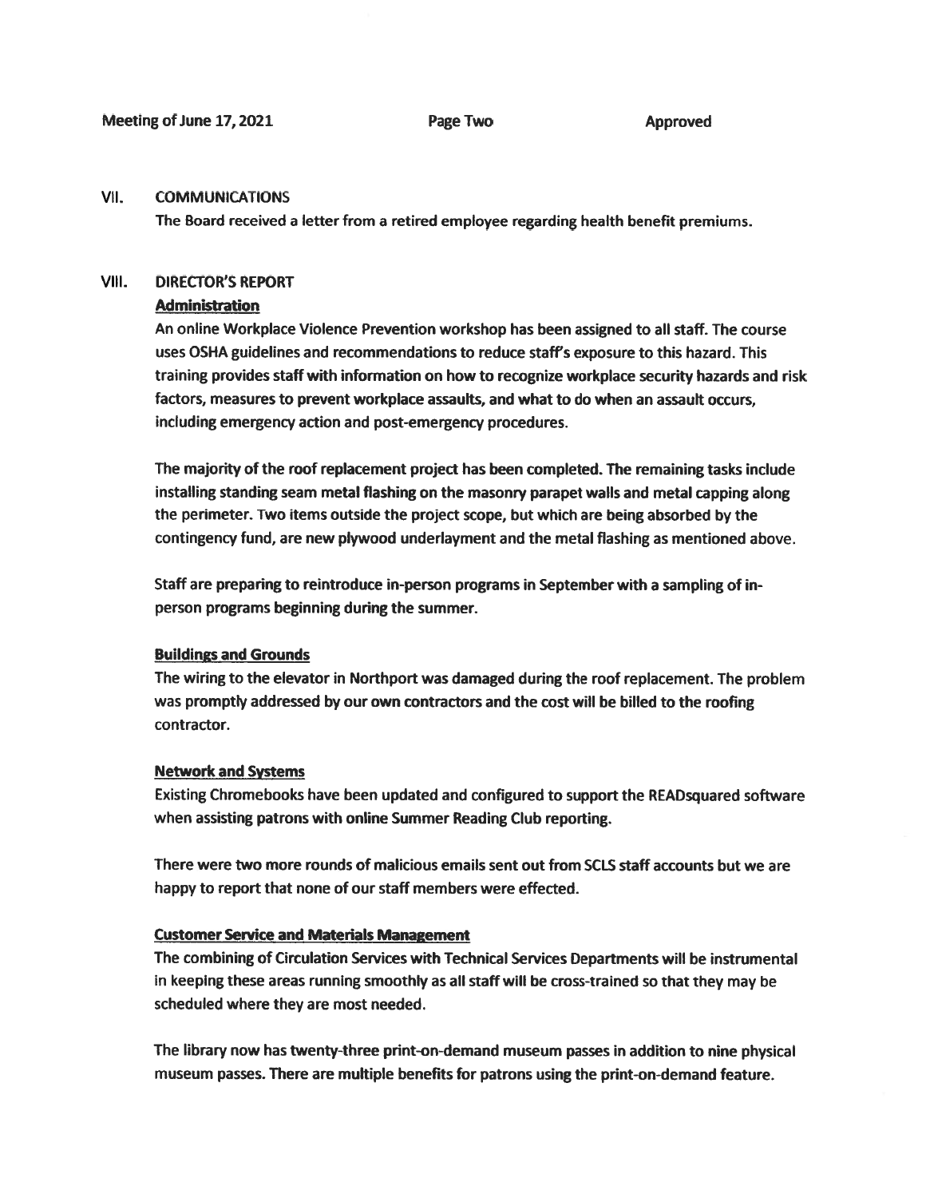## VII. COMMUNICATIONS

The Board received a letter from a retired employee regarding health benefit premiums.

## VIII. DIRECTOR'S REPORT

### Administration

An online Workplace Violence Prevention workshop has been assigned to all staff. The course uses OSHA guidelines and recommendations to reduce staff's exposure to this hazard. This training provides staff with information on how to recognize workplace security hazards and risk factors, measures to prevent workplace assaults, and what to do when an assault occurs, including emergency action and post-emergency procedures.

The majority of the roof replacement project has been completed. The remaining tasks include installing standing seam metal flashing on the masonry parapet walls and metal capping along the perimeter. Two items outside the project scope, but which are being absorbed by the contingency fund, are new plywood underlayment and the metal flashing as mentioned above.

Staff are preparing to reintroduce in-person programs in September with a sampling of in-person programs beginning during the summer.

### Buildings and Grounds

The wiring to the elevator in Northport was damaged during the roof replacement. The problem was promptly addressed by our own contractors and the cost will be billed to the roofing contractor.

### Network and Systems

Existing Chromebooks have been updated and configured to support the READsquared software when assisting patrons with online Summer Reading Club reporting.

There were two more rounds of malicious emails sent out from SCLS staff accounts but we are happy to report that none of our staff members were effected.

### Customer Service and Materials Management

The combining of Circulation Services with Technical Services Departments will be instrumental in keeping these areas running smoothly as all staff will be cross-trained so that they may be scheduled where they are most needed.

The library now has twenty-three print-on-demand museum passes in addition to nine physical museum passes. There are multiple benefits for patrons using the print-on-demand feature.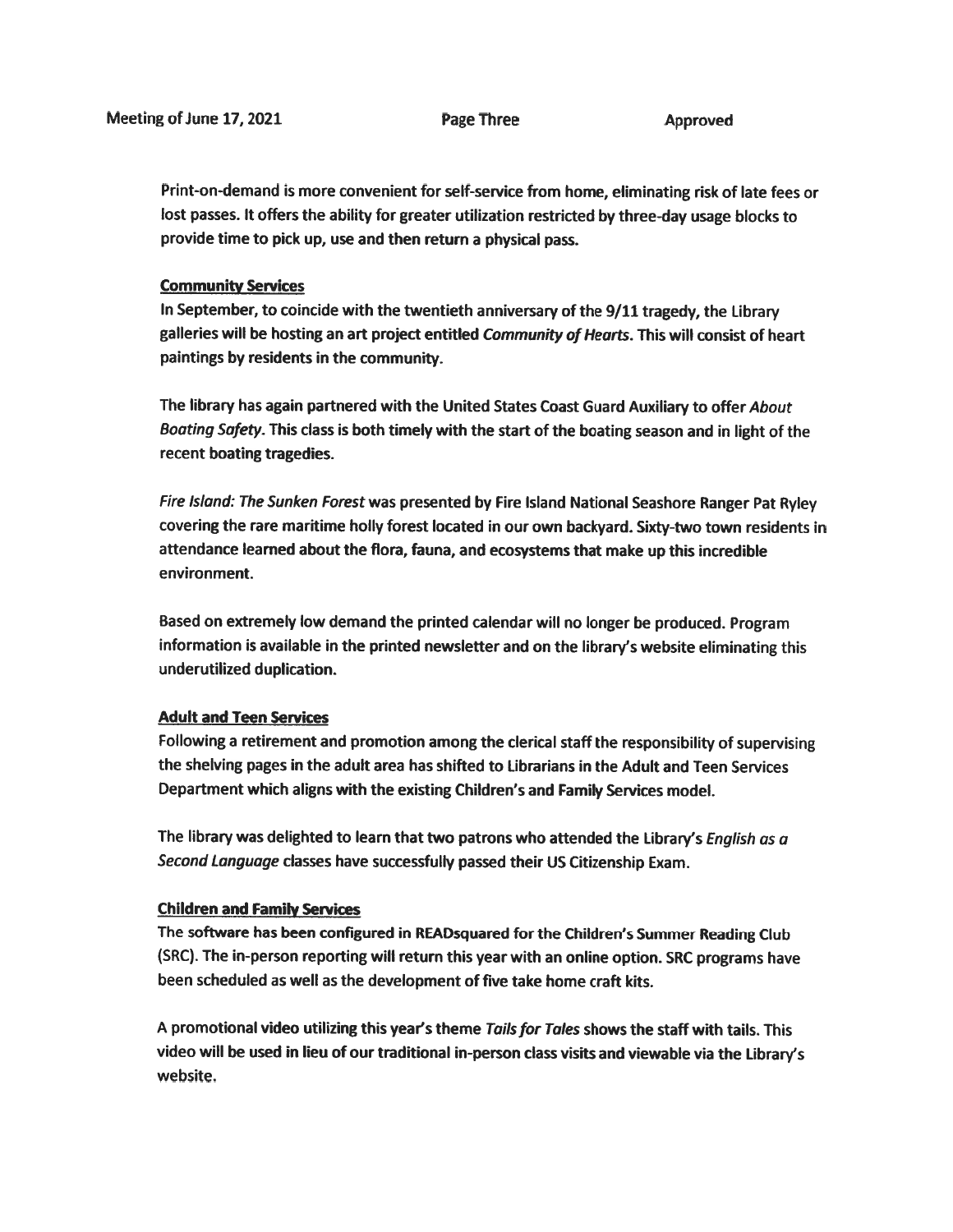Print-on-demand is more convenient for self-service from home, eliminating risk of late fees or lost passes. It offers the ability for greater utilization restricted by three-day usage blocks to provide time to pick up, use and then return a physical pass.

**Community Services**

In September, to coincide with the twentieth anniversary of the 9/11 tragedy, the Library galleries will be hosting an art project entitled *Community of Hearts*. This will consist of heart paintings by residents in the community.

The library has again partnered with the United States Coast Guard Auxiliary to offer *About Boating Safety*. This class is both timely with the start of the boating season and in light of the recent boating tragedies.

*Fire Island: The Sunken Forest* was presented by Fire Island National Seashore Ranger Pat Ryley covering the rare maritime holly forest located in our own backyard. Sixty-two town residents in attendance learned about the flora, fauna, and ecosystems that make up this incredible environment.

Based on extremely low demand the printed calendar will no longer be produced. Program information is available in the printed newsletter and on the library's website eliminating this underutilized duplication.

**Adult and Teen Services**

Following a retirement and promotion among the clerical staff the responsibility of supervising the shelving pages in the adult area has shifted to Librarians in the Adult and Teen Services Department which aligns with the existing Children's and Family Services model.

The library was delighted to learn that two patrons who attended the Library's *English as a Second Language* classes have successfully passed their US Citizenship Exam.

**Children and Family Services**

The software has been configured in READsquared for the Children's Summer Reading Club (SRC). The in-person reporting will return this year with an online option. SRC programs have been scheduled as well as the development of five take home craft kits.

A promotional video utilizing this year's theme *Tails for Tales* shows the staff with tails. This video will be used in lieu of our traditional in-person class visits and viewable via the Library's website.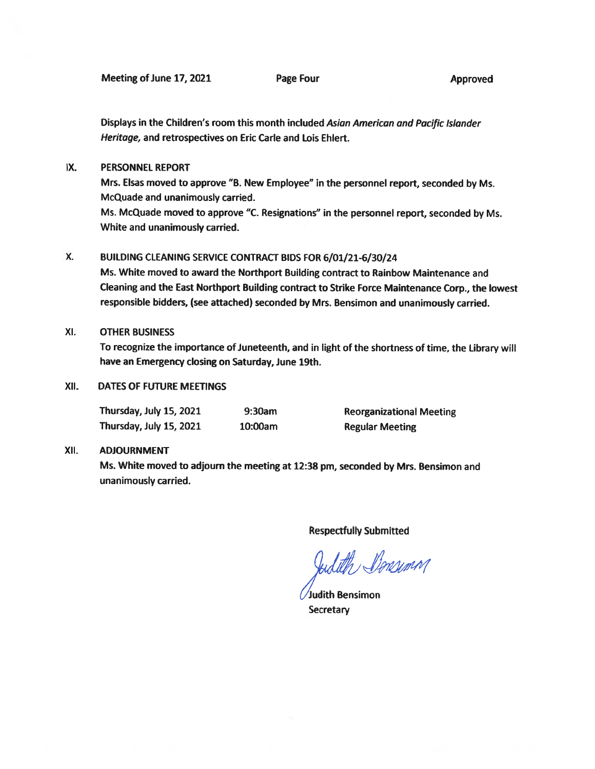Displays in the Children's room this month included *Asian American and Pacific Islander Heritage,* and retrospectives on Eric Carle and Lois Ehlert.

## IX. PERSONNEL REPORT

Mrs. Elsas moved to approve "B. New Employee" in the personnel report, seconded by Ms. McQuade and unanimously carried.

Ms. McQuade moved to approve "C. Resignations" in the personnel report, seconded by Ms. White and unanimously carried.

## X. BUILDING CLEANING SERVICE CONTRACT BIDS FOR 6/01/21-6/30/24

Ms. White moved to award the Northport Building contract to Rainbow Maintenance and Cleaning and the East Northport Building contract to Strike Force Maintenance Corp., the lowest responsible bidders, (see attached) seconded by Mrs. Bensimon and unanimously carried.

## XI. OTHER BUSINESS

To recognize the importance of Juneteenth, and in light of the shortness of time, the Library will have an Emergency closing on Saturday, June 19th.

## XII. DATES OF FUTURE MEETINGS

| | | |
|---|---|---|
| Thursday, July 15, 2021 | 9:30am | Reorganizational Meeting |
| Thursday, July 15, 2021 | 10:00am | Regular Meeting |

## XII. ADJOURNMENT

Ms. White moved to adjourn the meeting at 12:38 pm, seconded by Mrs. Bensimon and unanimously carried.

Respectfully Submitted

Judith Bensimon

Judith Bensimon
Secretary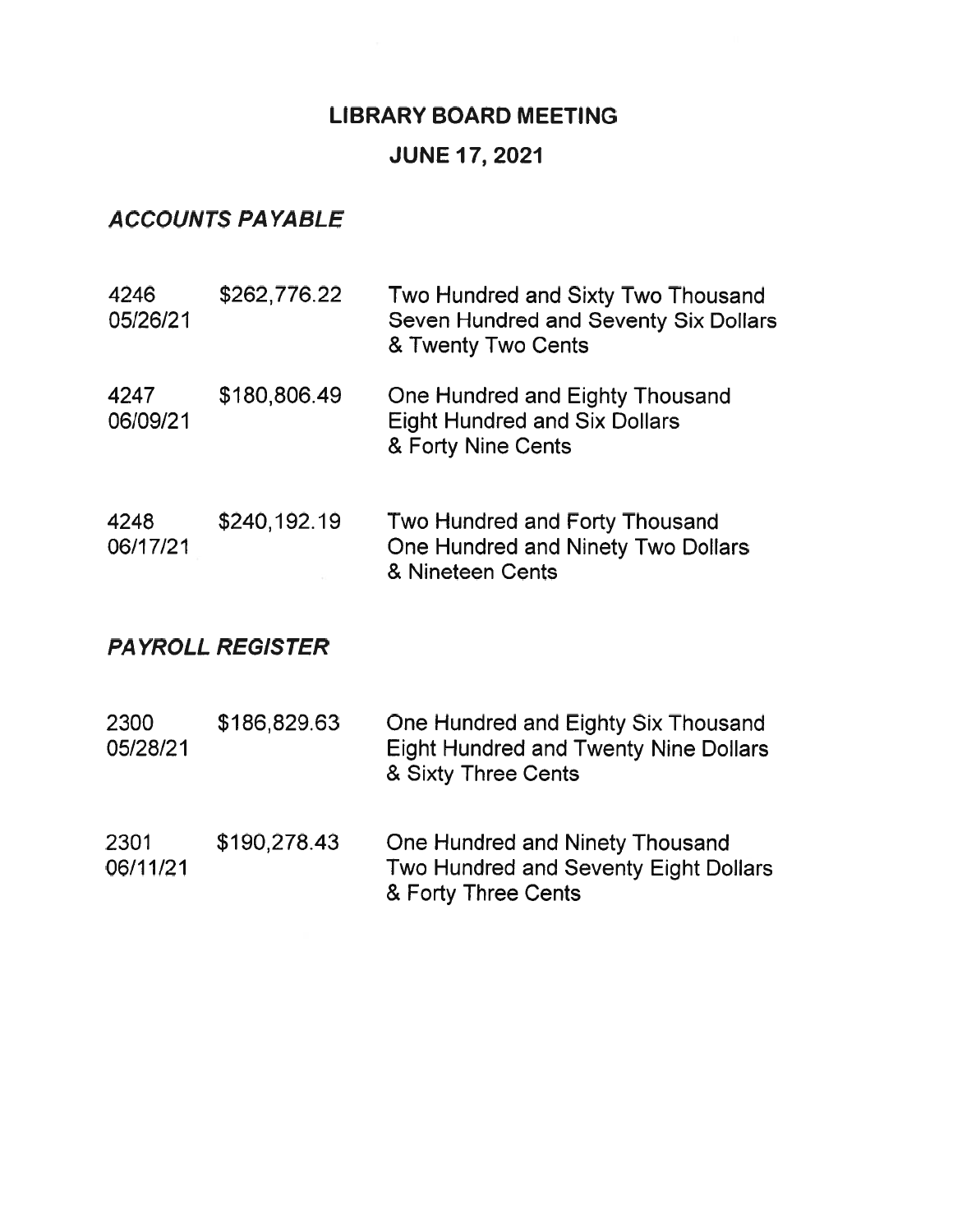# LIBRARY BOARD MEETING

## JUNE 17, 2021

### *ACCOUNTS PAYABLE*

| | | |
|---|---|---|
| 4246<br>05/26/21 | \$262,776.22 | Two Hundred and Sixty Two Thousand<br>Seven Hundred and Seventy Six Dollars<br>& Twenty Two Cents |
| 4247<br>06/09/21 | \$180,806.49 | One Hundred and Eighty Thousand<br>Eight Hundred and Six Dollars<br>& Forty Nine Cents |
| 4248<br>06/17/21 | \$240,192.19 | Two Hundred and Forty Thousand<br>One Hundred and Ninety Two Dollars<br>& Nineteen Cents |

### *PAYROLL REGISTER*

| | | |
|---|---|---|
| 2300<br>05/28/21 | \$186,829.63 | One Hundred and Eighty Six Thousand<br>Eight Hundred and Twenty Nine Dollars<br>& Sixty Three Cents |
| 2301<br>06/11/21 | \$190,278.43 | One Hundred and Ninety Thousand<br>Two Hundred and Seventy Eight Dollars<br>& Forty Three Cents |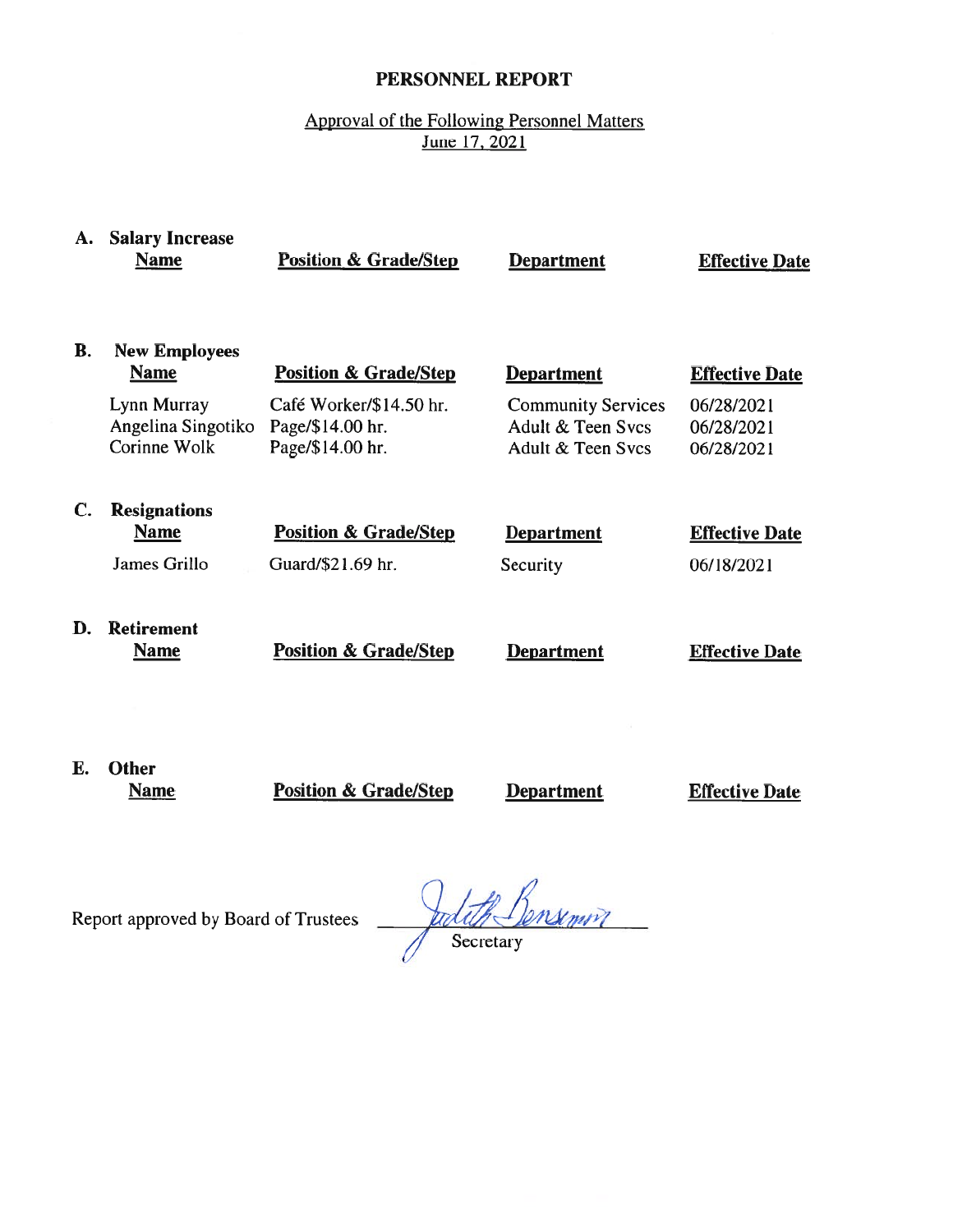# PERSONNEL REPORT

Approval of the Following Personnel Matters
June 17, 2021

## A. Salary Increase

| Name | Position & Grade/Step | Department | Effective Date |
|---|---|---|---|

## B. New Employees

| Name | Position & Grade/Step | Department | Effective Date |
|---|---|---|---|
| Lynn Murray | Café Worker/$14.50 hr. | Community Services | 06/28/2021 |
| Angelina Singotiko | Page/$14.00 hr. | Adult & Teen Svcs | 06/28/2021 |
| Corinne Wolk | Page/$14.00 hr. | Adult & Teen Svcs | 06/28/2021 |

## C. Resignations

| Name | Position & Grade/Step | Department | Effective Date |
|---|---|---|---|
| James Grillo | Guard/$21.69 hr. | Security | 06/18/2021 |

## D. Retirement

| Name | Position & Grade/Step | Department | Effective Date |
|---|---|---|---|

## E. Other

| Name | Position & Grade/Step | Department | Effective Date |
|---|---|---|---|

Report approved by Board of Trustees ______ Judith Bensimon
Secretary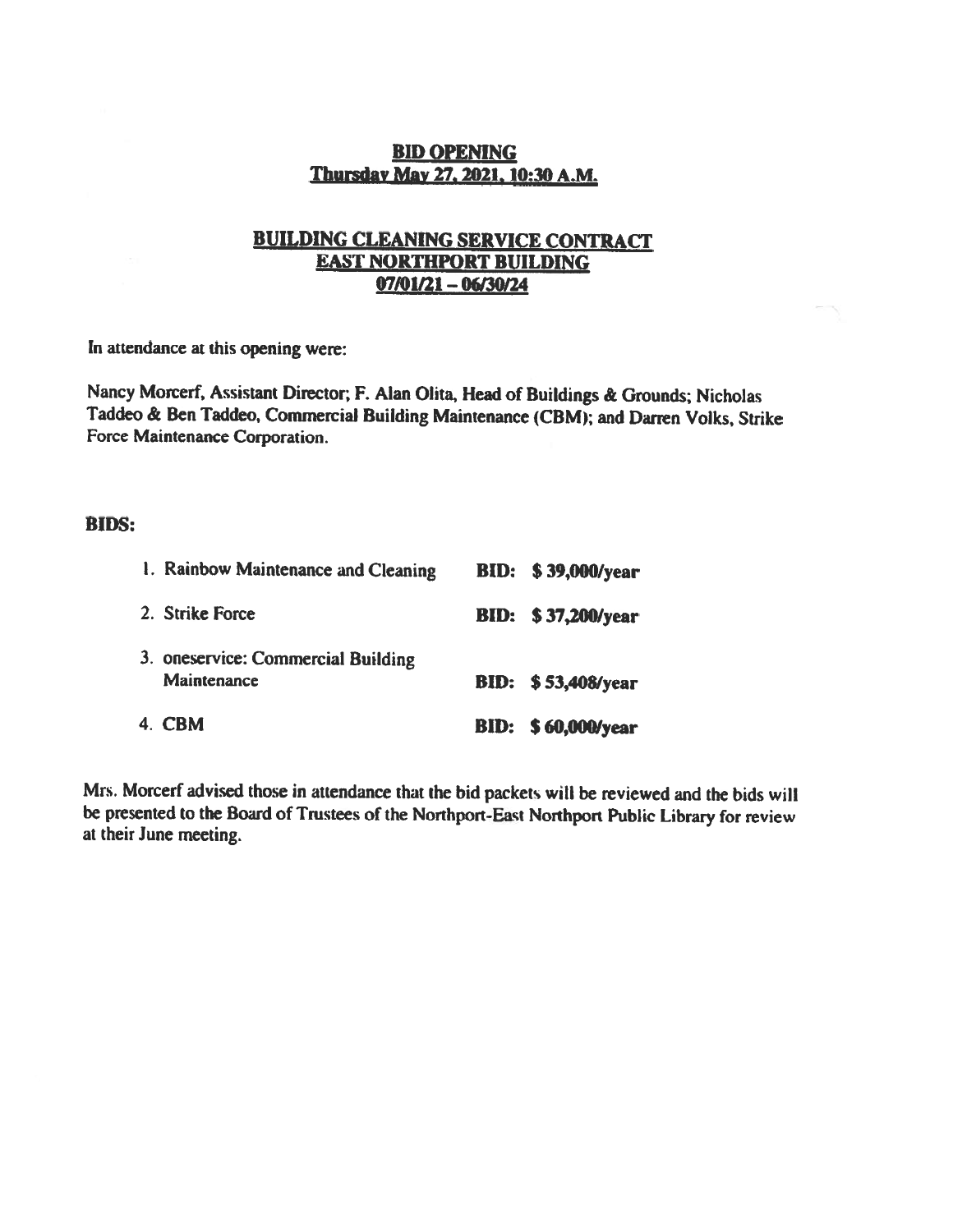## BID OPENING
## Thursday May 27, 2021, 10:30 A.M.

## BUILDING CLEANING SERVICE CONTRACT
## EAST NORTHPORT BUILDING
## 07/01/21 – 06/30/24

In attendance at this opening were:

Nancy Morcerf, Assistant Director; F. Alan Olita, Head of Buildings & Grounds; Nicholas Taddeo & Ben Taddeo, Commercial Building Maintenance (CBM); and Darren Volks, Strike Force Maintenance Corporation.

**BIDS:**

1. Rainbow Maintenance and Cleaning **BID: $ 39,000/year**
2. Strike Force **BID: $ 37,200/year**
3. oneservice: Commercial Building Maintenance **BID: $ 53,408/year**
4. CBM **BID: $ 60,000/year**

Mrs. Morcerf advised those in attendance that the bid packets will be reviewed and the bids will be presented to the Board of Trustees of the Northport-East Northport Public Library for review at their June meeting.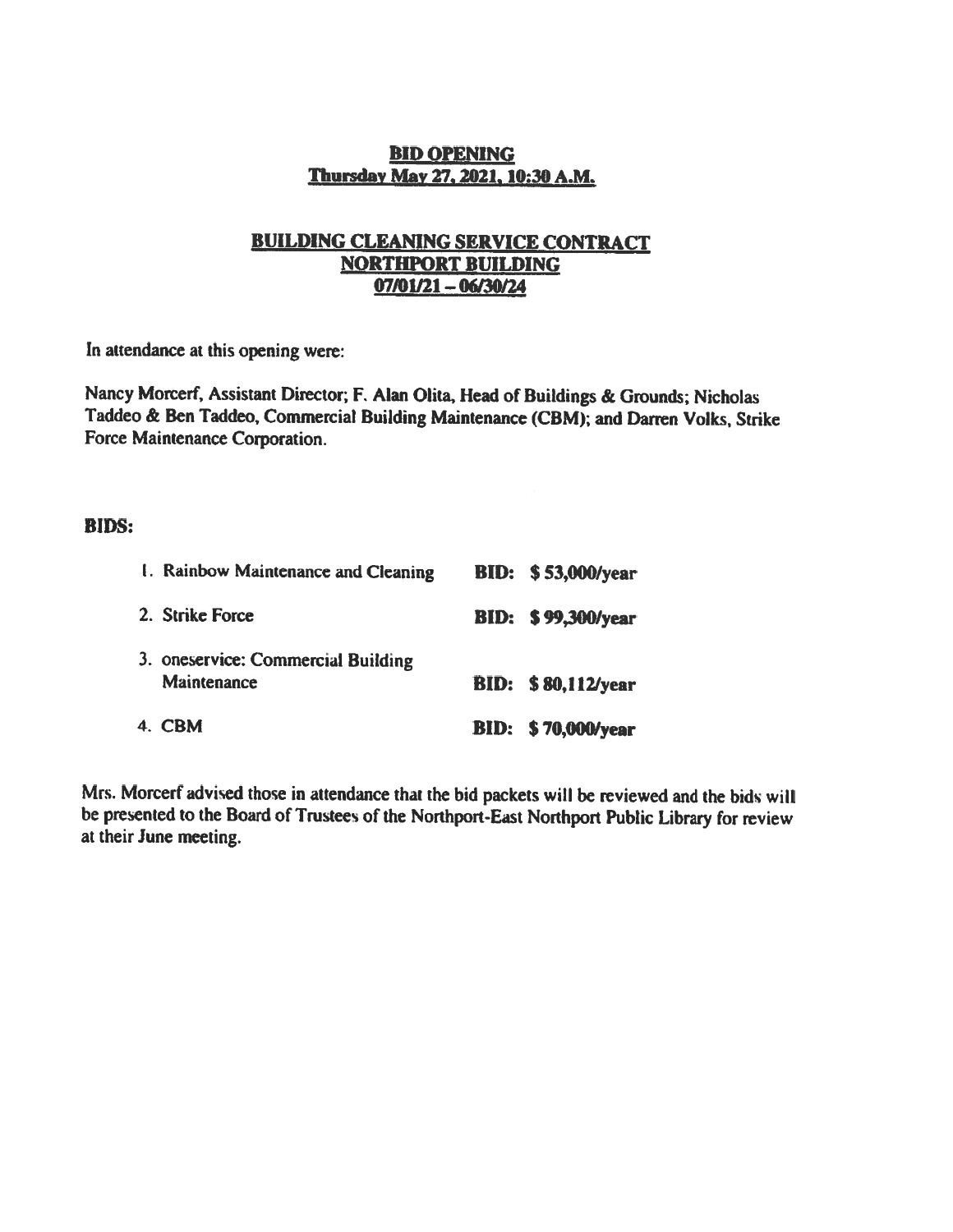**BID OPENING**
**Thursday May 27, 2021, 10:30 A.M.**

**BUILDING CLEANING SERVICE CONTRACT**
**NORTHPORT BUILDING**
**07/01/21 – 06/30/24**

In attendance at this opening were:

Nancy Morcerf, Assistant Director; F. Alan Olita, Head of Buildings & Grounds; Nicholas Taddeo & Ben Taddeo, Commercial Building Maintenance (CBM); and Darren Volks, Strike Force Maintenance Corporation.

**BIDS:**

1. Rainbow Maintenance and Cleaning **BID: $ 53,000/year**
2. Strike Force **BID: $ 99,300/year**
3. oneservice: Commercial Building Maintenance **BID: $ 80,112/year**
4. CBM **BID: $ 70,000/year**

Mrs. Morcerf advised those in attendance that the bid packets will be reviewed and the bids will be presented to the Board of Trustees of the Northport-East Northport Public Library for review at their June meeting.